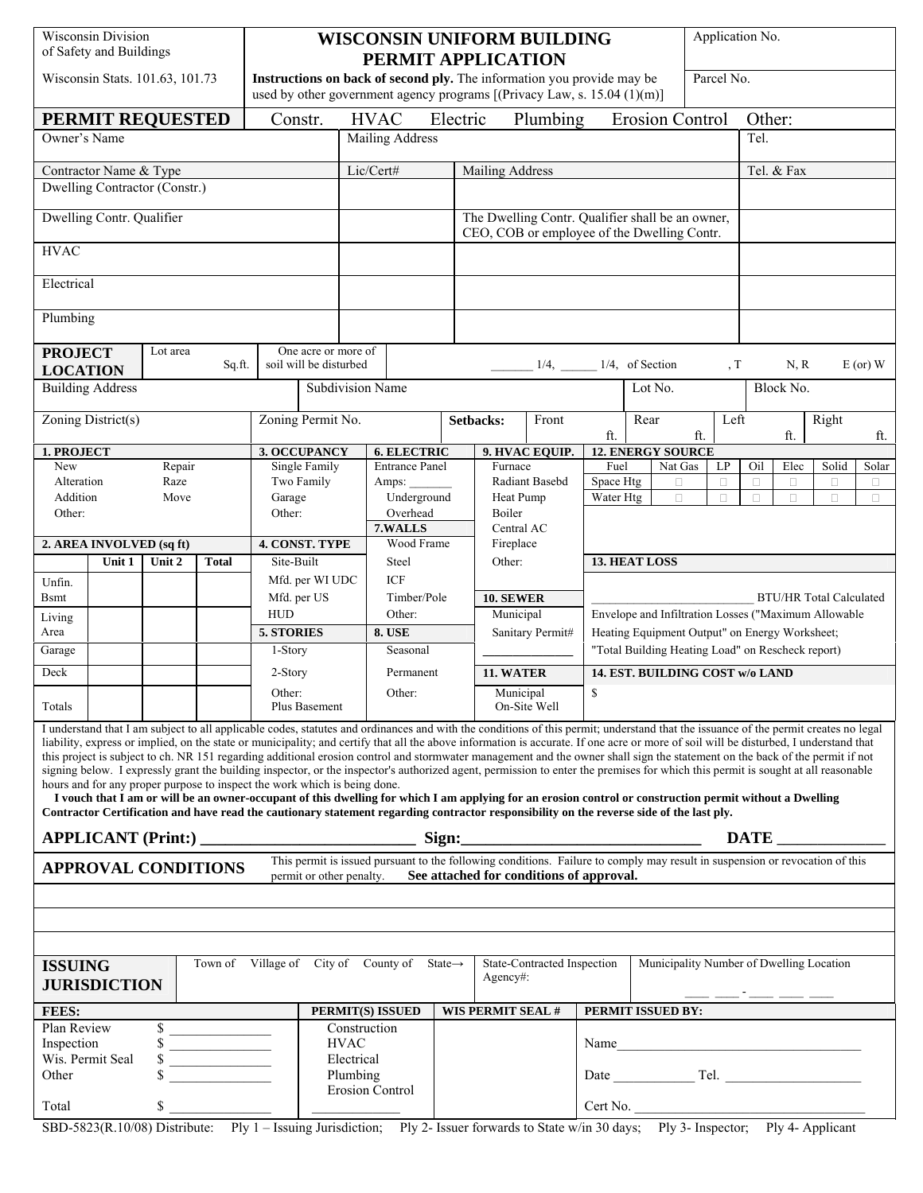| Wisconsin Division of Safety and Buildings<br>Wisconsin Stats. 101.63, 101.73 | **WISCONSIN UNIFORM BUILDING PERMIT APPLICATION**<br>**Instructions on back of second ply.** The information you provide may be used by other government agency programs [(Privacy Law, s. 15.04 (1)(m)] | Application No.<br><br>Parcel No. |
|---|---|---|

**PERMIT REQUESTED** Constr. HVAC Electric Plumbing Erosion Control Other:

| Owner's Name | Mailing Address | | Tel. |
|---|---|---|---|
| | | | |
| **Contractor Name & Type** | **Lic/Cert#** | **Mailing Address** | **Tel. & Fax** |
| Dwelling Contractor (Constr.) | | | |
| Dwelling Contr. Qualifier | | The Dwelling Contr. Qualifier shall be an owner, CEO, COB or employee of the Dwelling Contr. | |
| HVAC | | | |
| Electrical | | | |
| Plumbing | | | |

| **PROJECT LOCATION** | Lot area Sq.ft. | One acre or more of soil will be disturbed | _______ 1/4, ______ 1/4, of Section , T N, R E (or) W |
|---|---|---|---|

| Building Address | Subdivision Name | Lot No. | Block No. |
|---|---|---|---|
| | | | |

| Zoning District(s) | Zoning Permit No. | Setbacks: | Front ft. | Rear ft. | Left ft. | Right ft. |
|---|---|---|---|---|---|---|
| | | | | | | |

**1. PROJECT**
- New
- Repair
- Alteration
- Raze
- Addition
- Move
- Other:

**2. AREA INVOLVED (sq ft)**

| | Unit 1 | Unit 2 | Total |
|---|---|---|---|
| Unfin. Bsmt | | | |
| Living Area | | | |
| Garage | | | |
| Deck | | | |
| Totals | | | |

**3. OCCUPANCY**
- Single Family
- Two Family
- Garage
- Other:

**4. CONST. TYPE**
- Site-Built
- Mfd. per WI UDC
- Mfd. per US HUD

**5. STORIES**
- 1-Story
- 2-Story
- Other: Plus Basement

**6. ELECTRIC**
- Entrance Panel Amps: _______
- Underground
- Overhead

**7. WALLS**
- Wood Frame
- Steel
- ICF
- Timber/Pole
- Other:

**8. USE**
- Seasonal
- Permanent
- Other:

**9. HVAC EQUIP.**
- Furnace
- Radiant Basebd
- Heat Pump
- Boiler
- Central AC
- Fireplace
- Other:

**10. SEWER**
- Municipal
- Sanitary Permit# ______________

**11. WATER**
- Municipal
- On-Site Well

**12. ENERGY SOURCE**

| Fuel | Nat Gas | LP | Oil | Elec | Solid | Solar |
|---|---|---|---|---|---|---|
| Space Htg | □ | □ | □ | □ | □ | □ |
| Water Htg | □ | □ | □ | □ | □ | □ |

**13. HEAT LOSS**

__________________________ BTU/HR Total Calculated Envelope and Infiltration Losses ("Maximum Allowable Heating Equipment Output" on Energy Worksheet; "Total Building Heating Load" on Rescheck report)

**14. EST. BUILDING COST w/o LAND**

$

I understand that I am subject to all applicable codes, statutes and ordinances and with the conditions of this permit; understand that the issuance of the permit creates no legal liability, express or implied, on the state or municipality; and certify that all the above information is accurate. If one acre or more of soil will be disturbed, I understand that this project is subject to ch. NR 151 regarding additional erosion control and stormwater management and the owner shall sign the statement on the back of the permit if not signing below. I expressly grant the building inspector, or the inspector's authorized agent, permission to enter the premises for which this permit is sought at all reasonable hours and for any proper purpose to inspect the work which is being done.

**I vouch that I am or will be an owner-occupant of this dwelling for which I am applying for an erosion control or construction permit without a Dwelling Contractor Certification and have read the cautionary statement regarding contractor responsibility on the reverse side of the last ply.**

**APPLICANT (Print:) __________________________ Sign:_____________________________ DATE _____________**

**APPROVAL CONDITIONS** This permit is issued pursuant to the following conditions. Failure to comply may result in suspension or revocation of this permit or other penalty. **See attached for conditions of approval.**

**ISSUING JURISDICTION** Town of Village of City of County of State→ | State-Contracted Inspection Agency#: | Municipality Number of Dwelling Location ___ ___ - ___ ___ ___

| **FEES:** | | **PERMIT(S) ISSUED** | **WIS PERMIT SEAL #** | **PERMIT ISSUED BY:** |
|---|---|---|---|---|
| Plan Review | $ ______________ | Construction | | |
| Inspection | $ ______________ | HVAC | | Name___________________________________ |
| Wis. Permit Seal | $ ______________ | Electrical | | |
| Other | $ ______________ | Plumbing | | Date ____________ Tel. ___________________ |
| | | Erosion Control | | |
| Total | $ ______________ | _____________ | | Cert No. _________________________________ |

SBD-5823(R.10/08) Distribute: Ply 1 – Issuing Jurisdiction; Ply 2- Issuer forwards to State w/in 30 days; Ply 3- Inspector; Ply 4- Applicant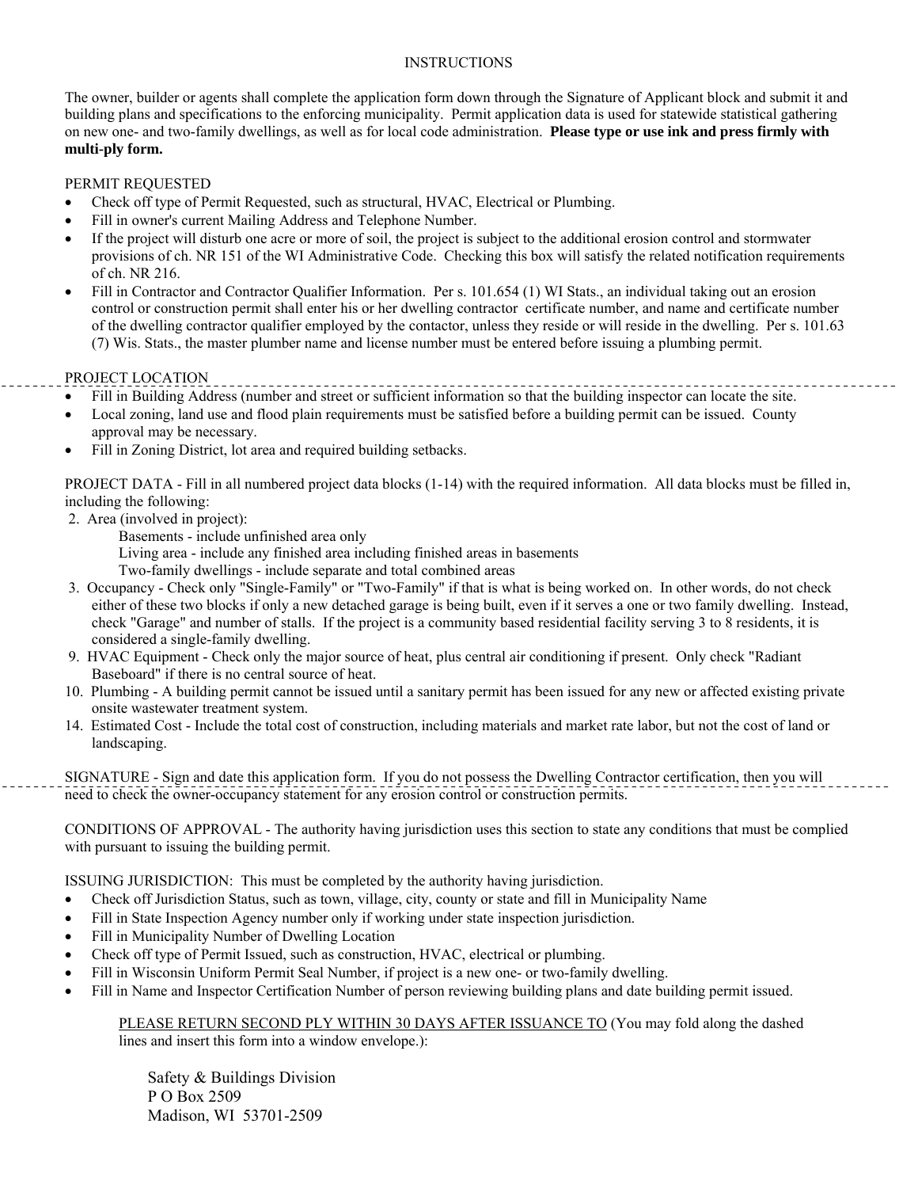# INSTRUCTIONS

The owner, builder or agents shall complete the application form down through the Signature of Applicant block and submit it and building plans and specifications to the enforcing municipality. Permit application data is used for statewide statistical gathering on new one- and two-family dwellings, as well as for local code administration. **Please type or use ink and press firmly with multi-ply form.**

PERMIT REQUESTED

- Check off type of Permit Requested, such as structural, HVAC, Electrical or Plumbing.
- Fill in owner's current Mailing Address and Telephone Number.
- If the project will disturb one acre or more of soil, the project is subject to the additional erosion control and stormwater provisions of ch. NR 151 of the WI Administrative Code. Checking this box will satisfy the related notification requirements of ch. NR 216.
- Fill in Contractor and Contractor Qualifier Information. Per s. 101.654 (1) WI Stats., an individual taking out an erosion control or construction permit shall enter his or her dwelling contractor certificate number, and name and certificate number of the dwelling contractor qualifier employed by the contactor, unless they reside or will reside in the dwelling. Per s. 101.63 (7) Wis. Stats., the master plumber name and license number must be entered before issuing a plumbing permit.

PROJECT LOCATION

- Fill in Building Address (number and street or sufficient information so that the building inspector can locate the site.
- Local zoning, land use and flood plain requirements must be satisfied before a building permit can be issued. County approval may be necessary.
- Fill in Zoning District, lot area and required building setbacks.

PROJECT DATA - Fill in all numbered project data blocks (1-14) with the required information. All data blocks must be filled in, including the following:

2. Area (involved in project):
   Basements - include unfinished area only
   Living area - include any finished area including finished areas in basements
   Two-family dwellings - include separate and total combined areas
3. Occupancy - Check only "Single-Family" or "Two-Family" if that is what is being worked on. In other words, do not check either of these two blocks if only a new detached garage is being built, even if it serves a one or two family dwelling. Instead, check "Garage" and number of stalls. If the project is a community based residential facility serving 3 to 8 residents, it is considered a single-family dwelling.
9. HVAC Equipment - Check only the major source of heat, plus central air conditioning if present. Only check "Radiant Baseboard" if there is no central source of heat.
10. Plumbing - A building permit cannot be issued until a sanitary permit has been issued for any new or affected existing private onsite wastewater treatment system.
14. Estimated Cost - Include the total cost of construction, including materials and market rate labor, but not the cost of land or landscaping.

SIGNATURE - Sign and date this application form. If you do not possess the Dwelling Contractor certification, then you will need to check the owner-occupancy statement for any erosion control or construction permits.

CONDITIONS OF APPROVAL - The authority having jurisdiction uses this section to state any conditions that must be complied with pursuant to issuing the building permit.

ISSUING JURISDICTION: This must be completed by the authority having jurisdiction.

- Check off Jurisdiction Status, such as town, village, city, county or state and fill in Municipality Name
- Fill in State Inspection Agency number only if working under state inspection jurisdiction.
- Fill in Municipality Number of Dwelling Location
- Check off type of Permit Issued, such as construction, HVAC, electrical or plumbing.
- Fill in Wisconsin Uniform Permit Seal Number, if project is a new one- or two-family dwelling.
- Fill in Name and Inspector Certification Number of person reviewing building plans and date building permit issued.

PLEASE RETURN SECOND PLY WITHIN 30 DAYS AFTER ISSUANCE TO (You may fold along the dashed lines and insert this form into a window envelope.):

Safety & Buildings Division
P O Box 2509
Madison, WI 53701-2509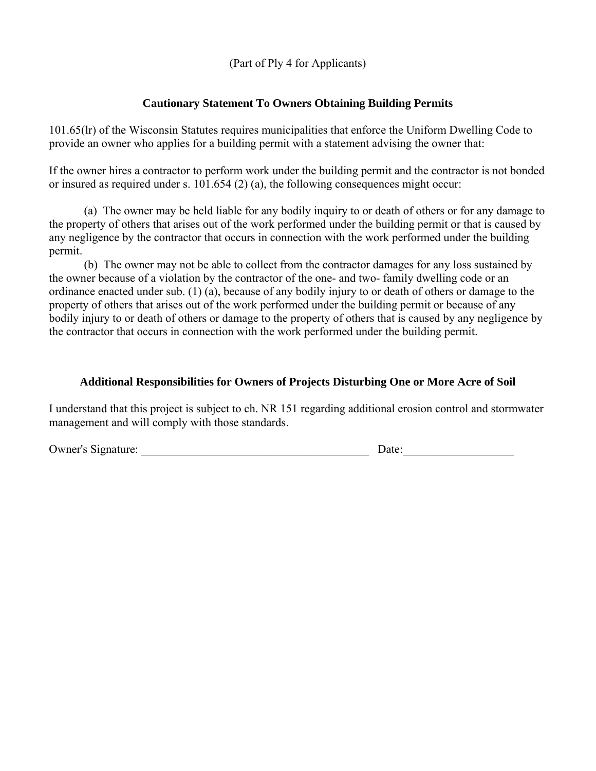(Part of Ply 4 for Applicants)

## Cautionary Statement To Owners Obtaining Building Permits

101.65(lr) of the Wisconsin Statutes requires municipalities that enforce the Uniform Dwelling Code to provide an owner who applies for a building permit with a statement advising the owner that:

If the owner hires a contractor to perform work under the building permit and the contractor is not bonded or insured as required under s. 101.654 (2) (a), the following consequences might occur:

(a) The owner may be held liable for any bodily inquiry to or death of others or for any damage to the property of others that arises out of the work performed under the building permit or that is caused by any negligence by the contractor that occurs in connection with the work performed under the building permit.

(b) The owner may not be able to collect from the contractor damages for any loss sustained by the owner because of a violation by the contractor of the one- and two- family dwelling code or an ordinance enacted under sub. (1) (a), because of any bodily injury to or death of others or damage to the property of others that arises out of the work performed under the building permit or because of any bodily injury to or death of others or damage to the property of others that is caused by any negligence by the contractor that occurs in connection with the work performed under the building permit.

## Additional Responsibilities for Owners of Projects Disturbing One or More Acre of Soil

I understand that this project is subject to ch. NR 151 regarding additional erosion control and stormwater management and will comply with those standards.

Owner's Signature: ________________________________________ Date:___________________